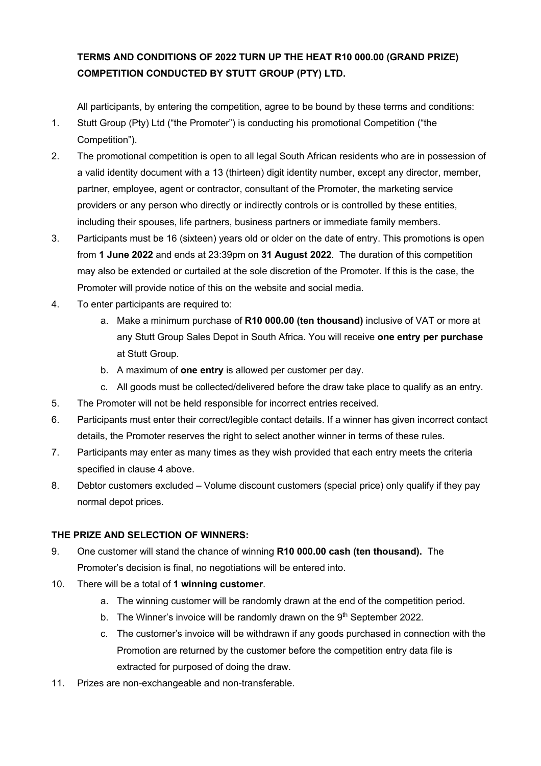**TERMS AND CONDITIONS OF 2022 TURN UP THE HEAT R10 000.00 (GRAND PRIZE) COMPETITION CONDUCTED BY STUTT GROUP (PTY) LTD.**

All participants, by entering the competition, agree to be bound by these terms and conditions:

1. Stutt Group (Pty) Ltd ("the Promoter") is conducting his promotional Competition ("the Competition").
2. The promotional competition is open to all legal South African residents who are in possession of a valid identity document with a 13 (thirteen) digit identity number, except any director, member, partner, employee, agent or contractor, consultant of the Promoter, the marketing service providers or any person who directly or indirectly controls or is controlled by these entities, including their spouses, life partners, business partners or immediate family members.
3. Participants must be 16 (sixteen) years old or older on the date of entry. This promotions is open from **1 June 2022** and ends at 23:39pm on **31 August 2022**. The duration of this competition may also be extended or curtailed at the sole discretion of the Promoter. If this is the case, the Promoter will provide notice of this on the website and social media.
4. To enter participants are required to:
   a. Make a minimum purchase of **R10 000.00 (ten thousand)** inclusive of VAT or more at any Stutt Group Sales Depot in South Africa. You will receive **one entry per purchase** at Stutt Group.
   b. A maximum of **one entry** is allowed per customer per day.
   c. All goods must be collected/delivered before the draw take place to qualify as an entry.
5. The Promoter will not be held responsible for incorrect entries received.
6. Participants must enter their correct/legible contact details. If a winner has given incorrect contact details, the Promoter reserves the right to select another winner in terms of these rules.
7. Participants may enter as many times as they wish provided that each entry meets the criteria specified in clause 4 above.
8. Debtor customers excluded – Volume discount customers (special price) only qualify if they pay normal depot prices.

**THE PRIZE AND SELECTION OF WINNERS:**

9. One customer will stand the chance of winning **R10 000.00 cash (ten thousand).** The Promoter's decision is final, no negotiations will be entered into.
10. There will be a total of **1 winning customer**.
    a. The winning customer will be randomly drawn at the end of the competition period.
    b. The Winner's invoice will be randomly drawn on the 9th September 2022.
    c. The customer's invoice will be withdrawn if any goods purchased in connection with the Promotion are returned by the customer before the competition entry data file is extracted for purposed of doing the draw.
11. Prizes are non-exchangeable and non-transferable.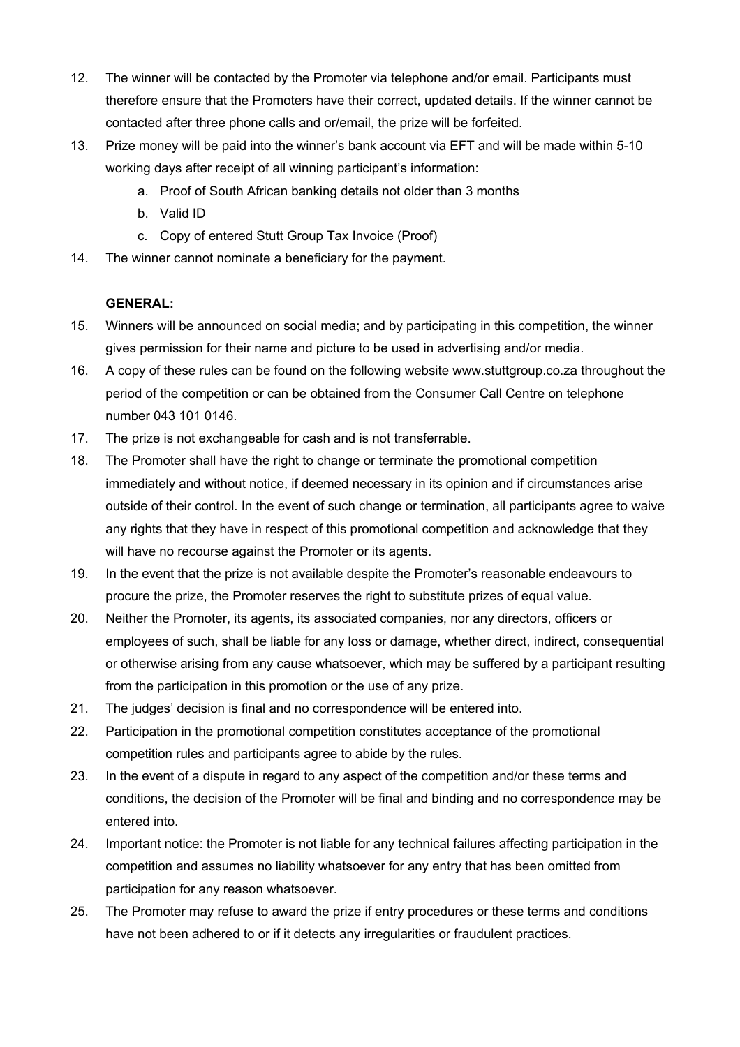12. The winner will be contacted by the Promoter via telephone and/or email. Participants must therefore ensure that the Promoters have their correct, updated details. If the winner cannot be contacted after three phone calls and or/email, the prize will be forfeited.
13. Prize money will be paid into the winner's bank account via EFT and will be made within 5-10 working days after receipt of all winning participant's information:
    a. Proof of South African banking details not older than 3 months
    b. Valid ID
    c. Copy of entered Stutt Group Tax Invoice (Proof)
14. The winner cannot nominate a beneficiary for the payment.

**GENERAL:**

15. Winners will be announced on social media; and by participating in this competition, the winner gives permission for their name and picture to be used in advertising and/or media.
16. A copy of these rules can be found on the following website www.stuttgroup.co.za throughout the period of the competition or can be obtained from the Consumer Call Centre on telephone number 043 101 0146.
17. The prize is not exchangeable for cash and is not transferrable.
18. The Promoter shall have the right to change or terminate the promotional competition immediately and without notice, if deemed necessary in its opinion and if circumstances arise outside of their control. In the event of such change or termination, all participants agree to waive any rights that they have in respect of this promotional competition and acknowledge that they will have no recourse against the Promoter or its agents.
19. In the event that the prize is not available despite the Promoter's reasonable endeavours to procure the prize, the Promoter reserves the right to substitute prizes of equal value.
20. Neither the Promoter, its agents, its associated companies, nor any directors, officers or employees of such, shall be liable for any loss or damage, whether direct, indirect, consequential or otherwise arising from any cause whatsoever, which may be suffered by a participant resulting from the participation in this promotion or the use of any prize.
21. The judges' decision is final and no correspondence will be entered into.
22. Participation in the promotional competition constitutes acceptance of the promotional competition rules and participants agree to abide by the rules.
23. In the event of a dispute in regard to any aspect of the competition and/or these terms and conditions, the decision of the Promoter will be final and binding and no correspondence may be entered into.
24. Important notice: the Promoter is not liable for any technical failures affecting participation in the competition and assumes no liability whatsoever for any entry that has been omitted from participation for any reason whatsoever.
25. The Promoter may refuse to award the prize if entry procedures or these terms and conditions have not been adhered to or if it detects any irregularities or fraudulent practices.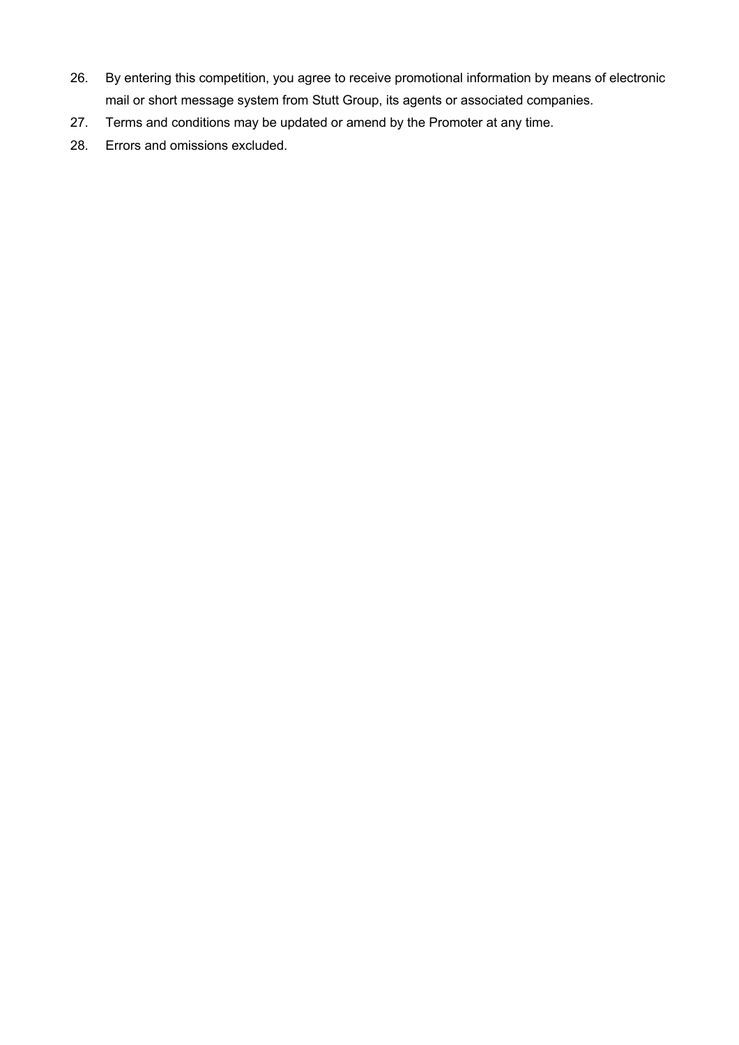26. By entering this competition, you agree to receive promotional information by means of electronic mail or short message system from Stutt Group, its agents or associated companies.
27. Terms and conditions may be updated or amend by the Promoter at any time.
28. Errors and omissions excluded.